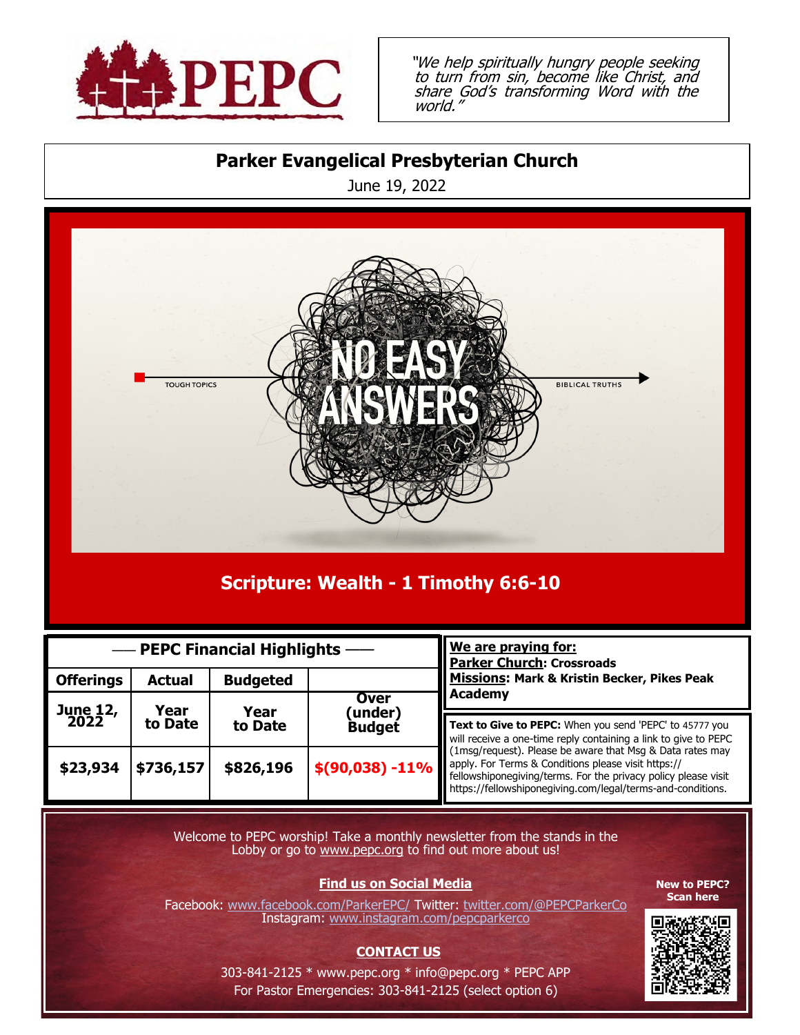"We help spiritually hungry people seeking to turn from sin, become like Christ, and share God's transforming Word with the world."

# Parker Evangelical Presbyterian Church

June 19, 2022

TOUGH TOPICS — NO EASY ANSWERS — BIBLICAL TRUTHS

## Scripture: Wealth - 1 Timothy 6:6-10

| — PEPC Financial Highlights — | | | |
|---|---|---|---|
| **Offerings** | **Actual** | **Budgeted** | |
| **June 12, 2022** | **Year to Date** | **Year to Date** | **Over (under) Budget** |
| **$23,934** | **$736,157** | **$826,196** | **$(90,038) -11%** |

**We are praying for:**
**Parker Church: Crossroads**
**Missions: Mark & Kristin Becker, Pikes Peak Academy**

**Text to Give to PEPC:** When you send 'PEPC' to 45777 you will receive a one-time reply containing a link to give to PEPC (1msg/request). Please be aware that Msg & Data rates may apply. For Terms & Conditions please visit https://fellowshiponegiving/terms. For the privacy policy please visit https://fellowshiponegiving.com/legal/terms-and-conditions.

Welcome to PEPC worship! Take a monthly newsletter from the stands in the Lobby or go to www.pepc.org to find out more about us!

**Find us on Social Media**

Facebook: www.facebook.com/ParkerEPC/ Twitter: twitter.com/@PEPCParkerCo
Instagram: www.instagram.com/pepcparkerco

**CONTACT US**

303-841-2125 * www.pepc.org * info@pepc.org * PEPC APP
For Pastor Emergencies: 303-841-2125 (select option 6)

**New to PEPC? Scan here**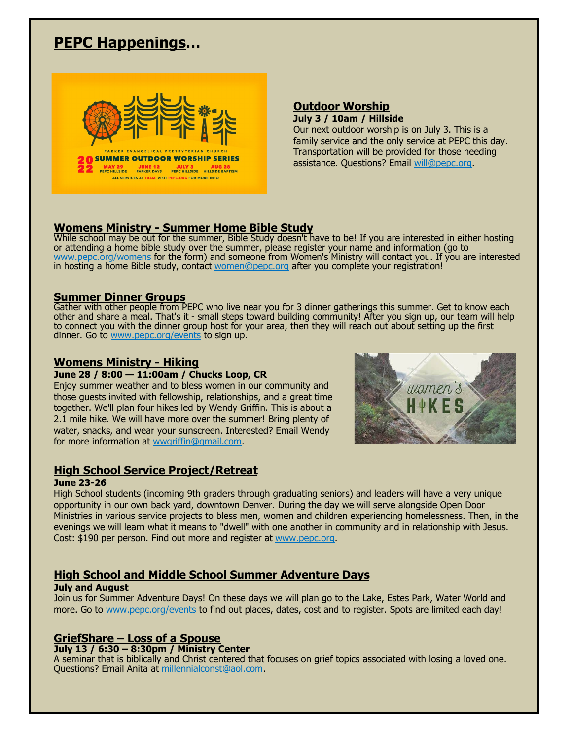# PEPC Happenings…

## Outdoor Worship

**July 3 / 10am / Hillside**

Our next outdoor worship is on July 3. This is a family service and the only service at PEPC this day. Transportation will be provided for those needing assistance. Questions? Email will@pepc.org.

## Womens Ministry - Summer Home Bible Study

While school may be out for the summer, Bible Study doesn't have to be! If you are interested in either hosting or attending a home bible study over the summer, please register your name and information (go to www.pepc.org/womens for the form) and someone from Women's Ministry will contact you. If you are interested in hosting a home Bible study, contact women@pepc.org after you complete your registration!

## Summer Dinner Groups

Gather with other people from PEPC who live near you for 3 dinner gatherings this summer. Get to know each other and share a meal. That's it - small steps toward building community! After you sign up, our team will help to connect you with the dinner group host for your area, then they will reach out about setting up the first dinner. Go to www.pepc.org/events to sign up.

## Womens Ministry - Hiking

**June 28 / 8:00 — 11:00am / Chucks Loop, CR**

Enjoy summer weather and to bless women in our community and those guests invited with fellowship, relationships, and a great time together. We'll plan four hikes led by Wendy Griffin. This is about a 2.1 mile hike. We will have more over the summer! Bring plenty of water, snacks, and wear your sunscreen. Interested? Email Wendy for more information at wwgriffin@gmail.com.

## High School Service Project/Retreat

**June 23-26**

High School students (incoming 9th graders through graduating seniors) and leaders will have a very unique opportunity in our own back yard, downtown Denver. During the day we will serve alongside Open Door Ministries in various service projects to bless men, women and children experiencing homelessness. Then, in the evenings we will learn what it means to "dwell" with one another in community and in relationship with Jesus. Cost: $190 per person. Find out more and register at www.pepc.org.

## High School and Middle School Summer Adventure Days

**July and August**

Join us for Summer Adventure Days! On these days we will plan go to the Lake, Estes Park, Water World and more. Go to www.pepc.org/events to find out places, dates, cost and to register. Spots are limited each day!

## GriefShare – Loss of a Spouse

**July 13 / 6:30 – 8:30pm / Ministry Center**

A seminar that is biblically and Christ centered that focuses on grief topics associated with losing a loved one. Questions? Email Anita at millennialconst@aol.com.